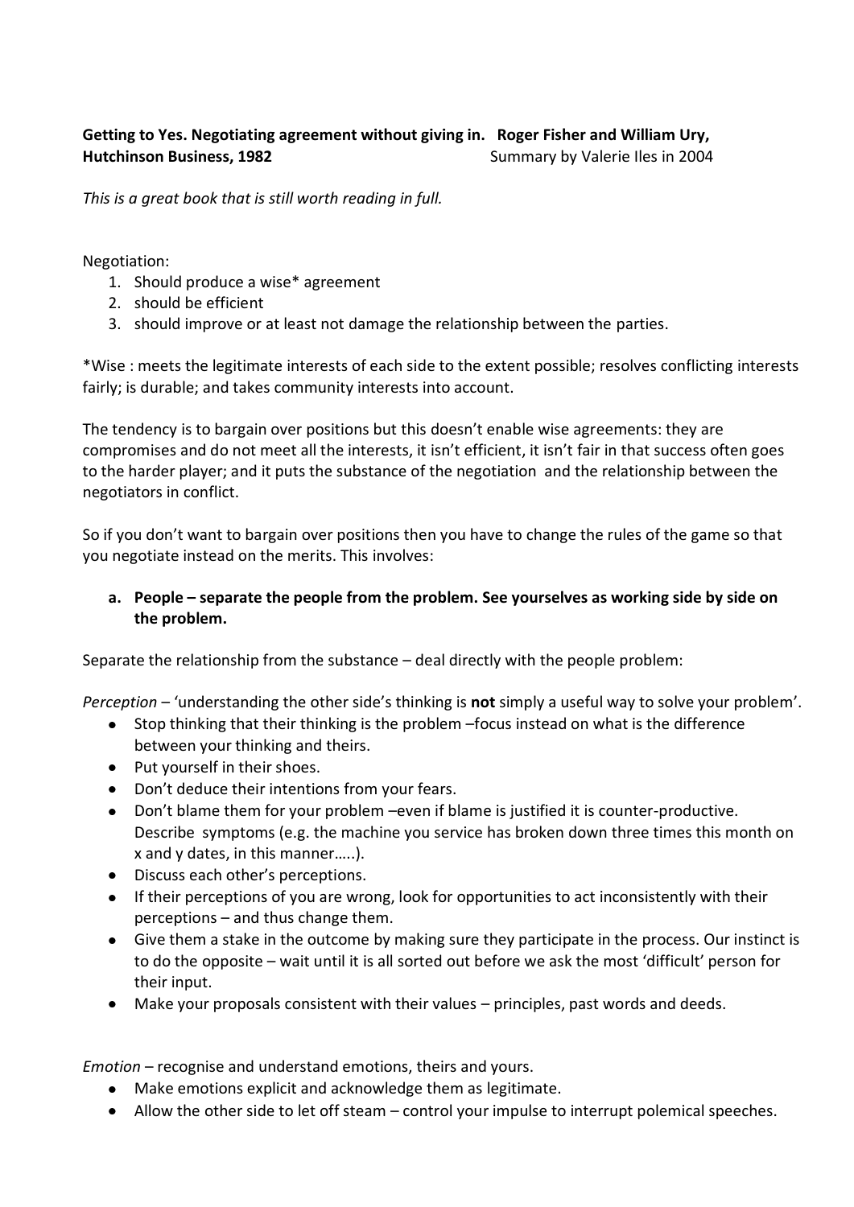**Getting to Yes. Negotiating agreement without giving in. Roger Fisher and William Ury, Hutchinson Business, 1982** Summary by Valerie Iles in 2004

*This is a great book that is still worth reading in full.*

Negotiation:

1. Should produce a wise* agreement
2. should be efficient
3. should improve or at least not damage the relationship between the parties.

*Wise : meets the legitimate interests of each side to the extent possible; resolves conflicting interests fairly; is durable; and takes community interests into account.

The tendency is to bargain over positions but this doesn't enable wise agreements: they are compromises and do not meet all the interests, it isn't efficient, it isn't fair in that success often goes to the harder player; and it puts the substance of the negotiation and the relationship between the negotiators in conflict.

So if you don't want to bargain over positions then you have to change the rules of the game so that you negotiate instead on the merits. This involves:

**a. People – separate the people from the problem. See yourselves as working side by side on the problem.**

Separate the relationship from the substance – deal directly with the people problem:

*Perception* – 'understanding the other side's thinking is **not** simply a useful way to solve your problem'.

- Stop thinking that their thinking is the problem –focus instead on what is the difference between your thinking and theirs.
- Put yourself in their shoes.
- Don't deduce their intentions from your fears.
- Don't blame them for your problem –even if blame is justified it is counter-productive. Describe symptoms (e.g. the machine you service has broken down three times this month on x and y dates, in this manner…..).
- Discuss each other's perceptions.
- If their perceptions of you are wrong, look for opportunities to act inconsistently with their perceptions – and thus change them.
- Give them a stake in the outcome by making sure they participate in the process. Our instinct is to do the opposite – wait until it is all sorted out before we ask the most 'difficult' person for their input.
- Make your proposals consistent with their values – principles, past words and deeds.

*Emotion* – recognise and understand emotions, theirs and yours.

- Make emotions explicit and acknowledge them as legitimate.
- Allow the other side to let off steam – control your impulse to interrupt polemical speeches.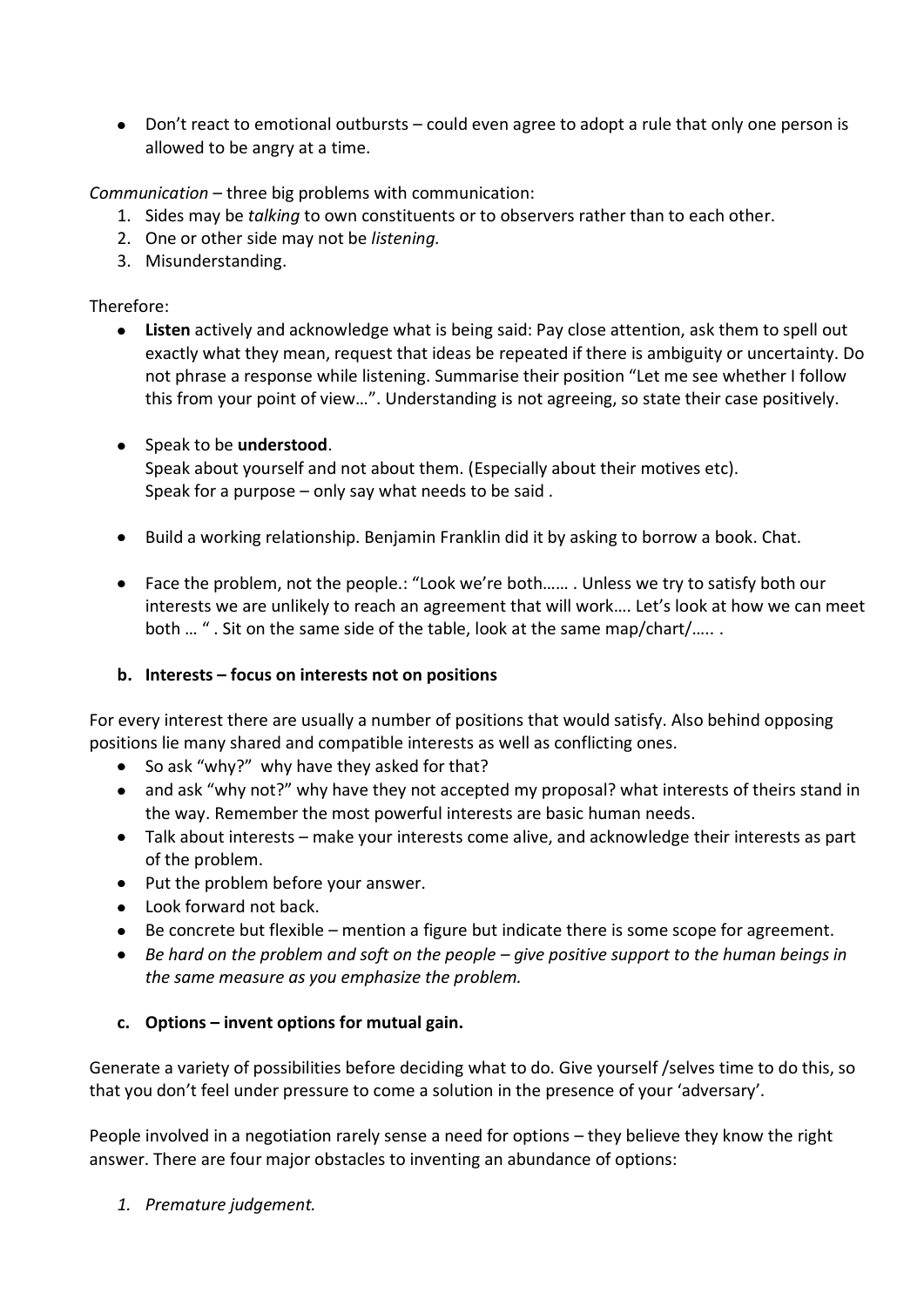- Don't react to emotional outbursts – could even agree to adopt a rule that only one person is allowed to be angry at a time.

*Communication* – three big problems with communication:

1. Sides may be *talking* to own constituents or to observers rather than to each other.
2. One or other side may not be *listening.*
3. Misunderstanding.

Therefore:

- **Listen** actively and acknowledge what is being said: Pay close attention, ask them to spell out exactly what they mean, request that ideas be repeated if there is ambiguity or uncertainty. Do not phrase a response while listening. Summarise their position "Let me see whether I follow this from your point of view…". Understanding is not agreeing, so state their case positively.

- Speak to be **understood**.
  Speak about yourself and not about them. (Especially about their motives etc).
  Speak for a purpose – only say what needs to be said .

- Build a working relationship. Benjamin Franklin did it by asking to borrow a book. Chat.

- Face the problem, not the people.: "Look we're both…… . Unless we try to satisfy both our interests we are unlikely to reach an agreement that will work…. Let's look at how we can meet both … " . Sit on the same side of the table, look at the same map/chart/….. .

**b. Interests – focus on interests not on positions**

For every interest there are usually a number of positions that would satisfy. Also behind opposing positions lie many shared and compatible interests as well as conflicting ones.

- So ask "why?" why have they asked for that?
- and ask "why not?" why have they not accepted my proposal? what interests of theirs stand in the way. Remember the most powerful interests are basic human needs.
- Talk about interests – make your interests come alive, and acknowledge their interests as part of the problem.
- Put the problem before your answer.
- Look forward not back.
- Be concrete but flexible – mention a figure but indicate there is some scope for agreement.
- *Be hard on the problem and soft on the people – give positive support to the human beings in the same measure as you emphasize the problem.*

**c. Options – invent options for mutual gain.**

Generate a variety of possibilities before deciding what to do. Give yourself /selves time to do this, so that you don't feel under pressure to come a solution in the presence of your 'adversary'.

People involved in a negotiation rarely sense a need for options – they believe they know the right answer. There are four major obstacles to inventing an abundance of options:

1. *Premature judgement.*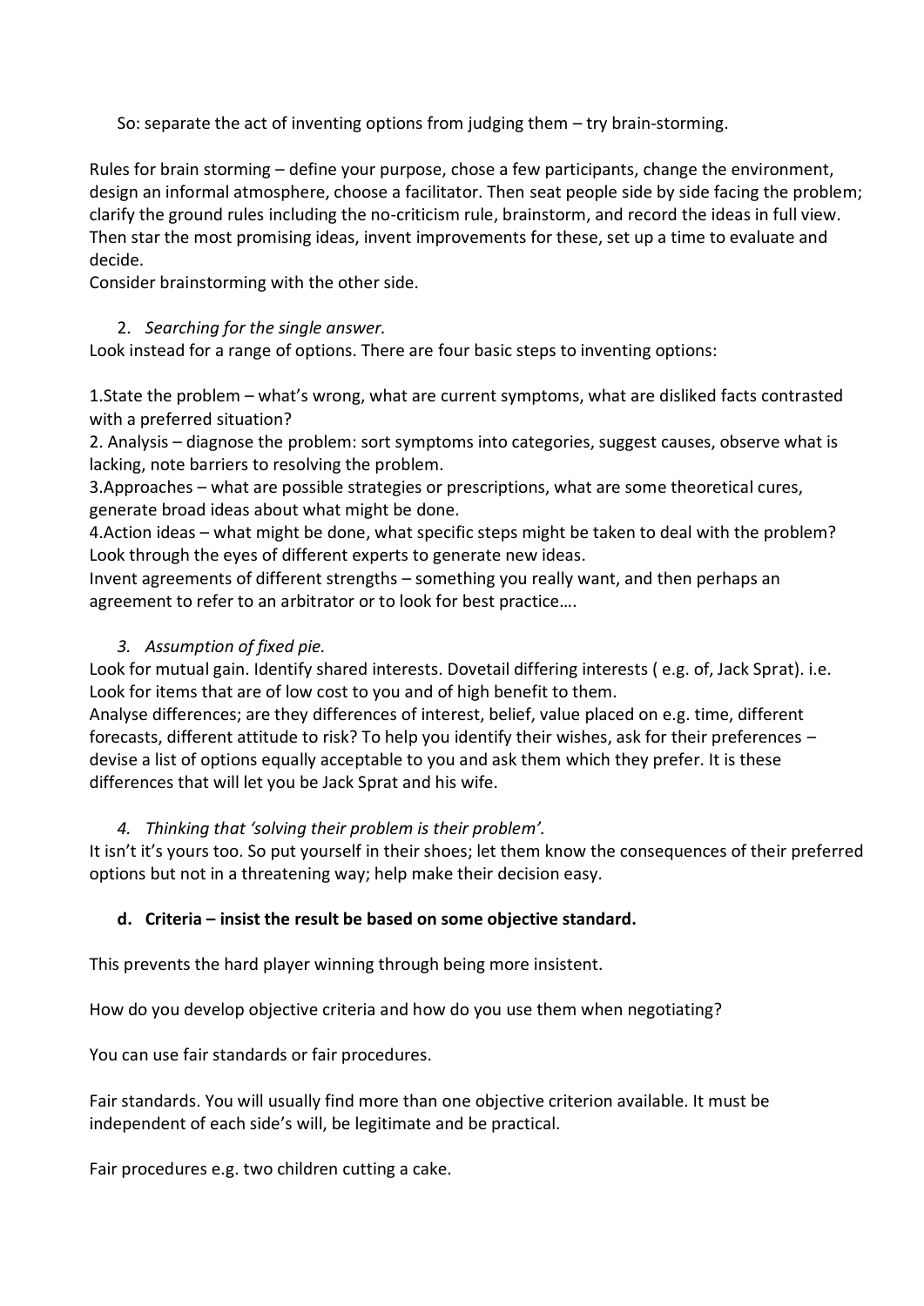So: separate the act of inventing options from judging them – try brain-storming.

Rules for brain storming – define your purpose, chose a few participants, change the environment, design an informal atmosphere, choose a facilitator. Then seat people side by side facing the problem; clarify the ground rules including the no-criticism rule, brainstorm, and record the ideas in full view. Then star the most promising ideas, invent improvements for these, set up a time to evaluate and decide.
Consider brainstorming with the other side.

2. *Searching for the single answer.*

Look instead for a range of options. There are four basic steps to inventing options:

1.State the problem – what's wrong, what are current symptoms, what are disliked facts contrasted with a preferred situation?
2. Analysis – diagnose the problem: sort symptoms into categories, suggest causes, observe what is lacking, note barriers to resolving the problem.
3.Approaches – what are possible strategies or prescriptions, what are some theoretical cures, generate broad ideas about what might be done.
4.Action ideas – what might be done, what specific steps might be taken to deal with the problem?
Look through the eyes of different experts to generate new ideas.
Invent agreements of different strengths – something you really want, and then perhaps an agreement to refer to an arbitrator or to look for best practice….

3. *Assumption of fixed pie.*

Look for mutual gain. Identify shared interests. Dovetail differing interests ( e.g. of, Jack Sprat). i.e. Look for items that are of low cost to you and of high benefit to them.
Analyse differences; are they differences of interest, belief, value placed on e.g. time, different forecasts, different attitude to risk? To help you identify their wishes, ask for their preferences – devise a list of options equally acceptable to you and ask them which they prefer. It is these differences that will let you be Jack Sprat and his wife.

4. *Thinking that 'solving their problem is their problem'.*

It isn't it's yours too. So put yourself in their shoes; let them know the consequences of their preferred options but not in a threatening way; help make their decision easy.

**d. Criteria – insist the result be based on some objective standard.**

This prevents the hard player winning through being more insistent.

How do you develop objective criteria and how do you use them when negotiating?

You can use fair standards or fair procedures.

Fair standards. You will usually find more than one objective criterion available. It must be independent of each side's will, be legitimate and be practical.

Fair procedures e.g. two children cutting a cake.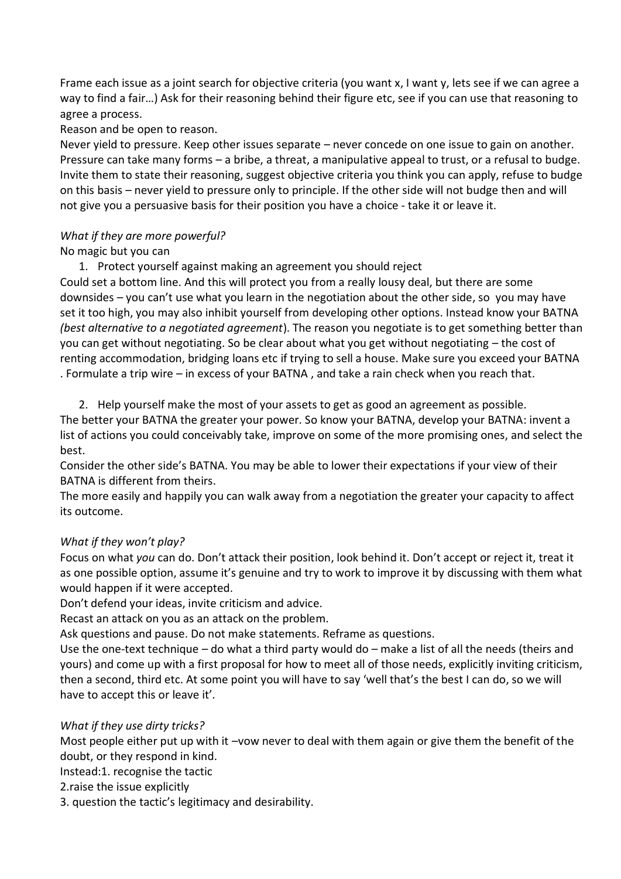Frame each issue as a joint search for objective criteria (you want x, I want y, lets see if we can agree a way to find a fair…) Ask for their reasoning behind their figure etc, see if you can use that reasoning to agree a process.

Reason and be open to reason.

Never yield to pressure. Keep other issues separate – never concede on one issue to gain on another. Pressure can take many forms – a bribe, a threat, a manipulative appeal to trust, or a refusal to budge. Invite them to state their reasoning, suggest objective criteria you think you can apply, refuse to budge on this basis – never yield to pressure only to principle. If the other side will not budge then and will not give you a persuasive basis for their position you have a choice - take it or leave it.

*What if they are more powerful?*

No magic but you can

1. Protect yourself against making an agreement you should reject

Could set a bottom line. And this will protect you from a really lousy deal, but there are some downsides – you can't use what you learn in the negotiation about the other side, so you may have set it too high, you may also inhibit yourself from developing other options. Instead know your BATNA *(best alternative to a negotiated agreement*). The reason you negotiate is to get something better than you can get without negotiating. So be clear about what you get without negotiating – the cost of renting accommodation, bridging loans etc if trying to sell a house. Make sure you exceed your BATNA . Formulate a trip wire – in excess of your BATNA , and take a rain check when you reach that.

2. Help yourself make the most of your assets to get as good an agreement as possible.

The better your BATNA the greater your power. So know your BATNA, develop your BATNA: invent a list of actions you could conceivably take, improve on some of the more promising ones, and select the best.

Consider the other side's BATNA. You may be able to lower their expectations if your view of their BATNA is different from theirs.

The more easily and happily you can walk away from a negotiation the greater your capacity to affect its outcome.

*What if they won't play?*

Focus on what *you* can do. Don't attack their position, look behind it. Don't accept or reject it, treat it as one possible option, assume it's genuine and try to work to improve it by discussing with them what would happen if it were accepted.

Don't defend your ideas, invite criticism and advice.

Recast an attack on you as an attack on the problem.

Ask questions and pause. Do not make statements. Reframe as questions.

Use the one-text technique – do what a third party would do – make a list of all the needs (theirs and yours) and come up with a first proposal for how to meet all of those needs, explicitly inviting criticism, then a second, third etc. At some point you will have to say 'well that's the best I can do, so we will have to accept this or leave it'.

*What if they use dirty tricks?*

Most people either put up with it –vow never to deal with them again or give them the benefit of the doubt, or they respond in kind.

Instead:1. recognise the tactic

2.raise the issue explicitly

3. question the tactic's legitimacy and desirability.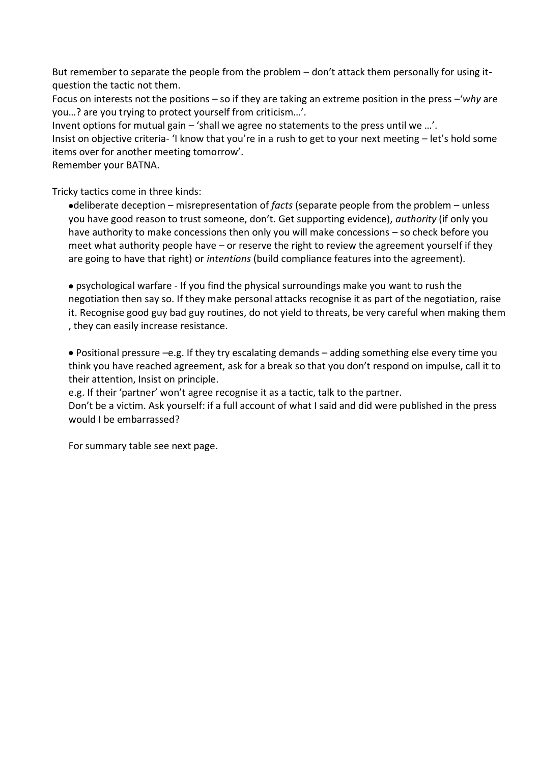But remember to separate the people from the problem – don't attack them personally for using it- question the tactic not them.
Focus on interests not the positions – so if they are taking an extreme position in the press –'*why* are you…? are you trying to protect yourself from criticism…'.
Invent options for mutual gain – 'shall we agree no statements to the press until we …'.
Insist on objective criteria- 'I know that you're in a rush to get to your next meeting – let's hold some items over for another meeting tomorrow'.
Remember your BATNA.

Tricky tactics come in three kinds:

- deliberate deception – misrepresentation of *facts* (separate people from the problem – unless you have good reason to trust someone, don't. Get supporting evidence), *authority* (if only you have authority to make concessions then only you will make concessions – so check before you meet what authority people have – or reserve the right to review the agreement yourself if they are going to have that right) or *intentions* (build compliance features into the agreement).

- psychological warfare - If you find the physical surroundings make you want to rush the negotiation then say so. If they make personal attacks recognise it as part of the negotiation, raise it. Recognise good guy bad guy routines, do not yield to threats, be very careful when making them , they can easily increase resistance.

- Positional pressure –e.g. If they try escalating demands – adding something else every time you think you have reached agreement, ask for a break so that you don't respond on impulse, call it to their attention, Insist on principle.
  e.g. If their 'partner' won't agree recognise it as a tactic, talk to the partner.
  Don't be a victim. Ask yourself: if a full account of what I said and did were published in the press would I be embarrassed?

  For summary table see next page.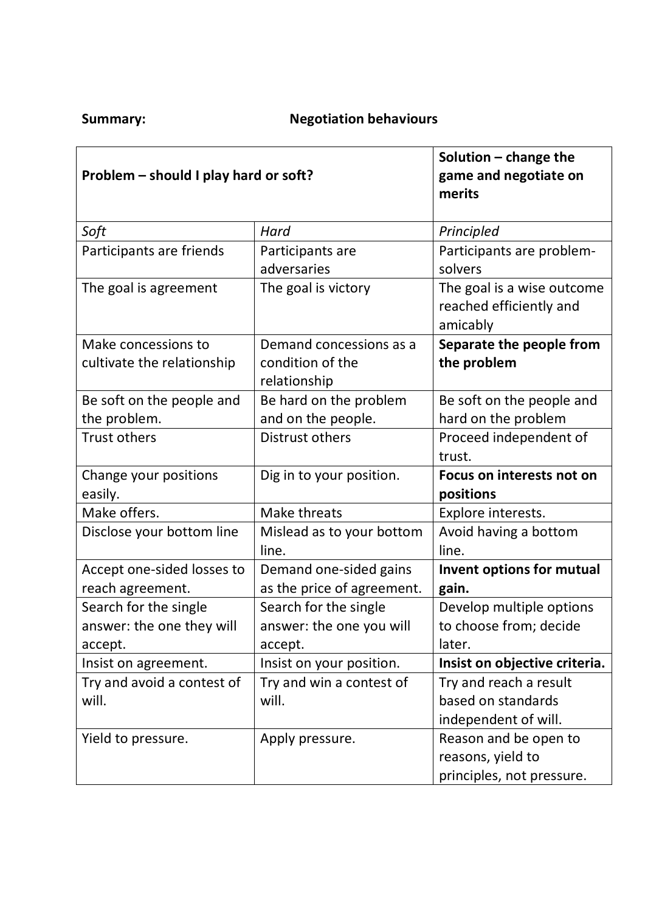**Summary:** **Negotiation behaviours**

| **Problem – should I play hard or soft?** | | **Solution – change the game and negotiate on merits** |
|---|---|---|
| *Soft* | *Hard* | *Principled* |
| Participants are friends | Participants are adversaries | Participants are problem-solvers |
| The goal is agreement | The goal is victory | The goal is a wise outcome reached efficiently and amicably |
| Make concessions to cultivate the relationship | Demand concessions as a condition of the relationship | **Separate the people from the problem** |
| Be soft on the people and the problem. | Be hard on the problem and on the people. | Be soft on the people and hard on the problem |
| Trust others | Distrust others | Proceed independent of trust. |
| Change your positions easily. | Dig in to your position. | **Focus on interests not on positions** |
| Make offers. | Make threats | Explore interests. |
| Disclose your bottom line | Mislead as to your bottom line. | Avoid having a bottom line. |
| Accept one-sided losses to reach agreement. | Demand one-sided gains as the price of agreement. | **Invent options for mutual gain.** |
| Search for the single answer: the one they will accept. | Search for the single answer: the one you will accept. | Develop multiple options to choose from; decide later. |
| Insist on agreement. | Insist on your position. | **Insist on objective criteria.** |
| Try and avoid a contest of will. | Try and win a contest of will. | Try and reach a result based on standards independent of will. |
| Yield to pressure. | Apply pressure. | Reason and be open to reasons, yield to principles, not pressure. |